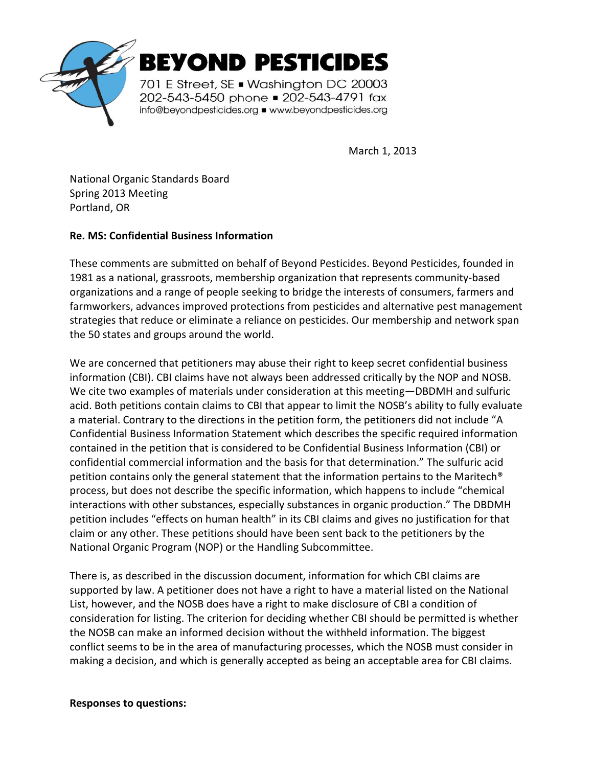**BEYOND PESTICIDES**

701 E Street, SE ▪ Washington DC 20003
202-543-5450 phone ▪ 202-543-4791 fax
info@beyondpesticides.org ▪ www.beyondpesticides.org

March 1, 2013

National Organic Standards Board
Spring 2013 Meeting
Portland, OR

**Re. MS: Confidential Business Information**

These comments are submitted on behalf of Beyond Pesticides. Beyond Pesticides, founded in 1981 as a national, grassroots, membership organization that represents community-based organizations and a range of people seeking to bridge the interests of consumers, farmers and farmworkers, advances improved protections from pesticides and alternative pest management strategies that reduce or eliminate a reliance on pesticides. Our membership and network span the 50 states and groups around the world.

We are concerned that petitioners may abuse their right to keep secret confidential business information (CBI). CBI claims have not always been addressed critically by the NOP and NOSB. We cite two examples of materials under consideration at this meeting—DBDMH and sulfuric acid. Both petitions contain claims to CBI that appear to limit the NOSB's ability to fully evaluate a material. Contrary to the directions in the petition form, the petitioners did not include "A Confidential Business Information Statement which describes the specific required information contained in the petition that is considered to be Confidential Business Information (CBI) or confidential commercial information and the basis for that determination." The sulfuric acid petition contains only the general statement that the information pertains to the Maritech® process, but does not describe the specific information, which happens to include "chemical interactions with other substances, especially substances in organic production." The DBDMH petition includes "effects on human health" in its CBI claims and gives no justification for that claim or any other. These petitions should have been sent back to the petitioners by the National Organic Program (NOP) or the Handling Subcommittee.

There is, as described in the discussion document, information for which CBI claims are supported by law. A petitioner does not have a right to have a material listed on the National List, however, and the NOSB does have a right to make disclosure of CBI a condition of consideration for listing. The criterion for deciding whether CBI should be permitted is whether the NOSB can make an informed decision without the withheld information. The biggest conflict seems to be in the area of manufacturing processes, which the NOSB must consider in making a decision, and which is generally accepted as being an acceptable area for CBI claims.

**Responses to questions:**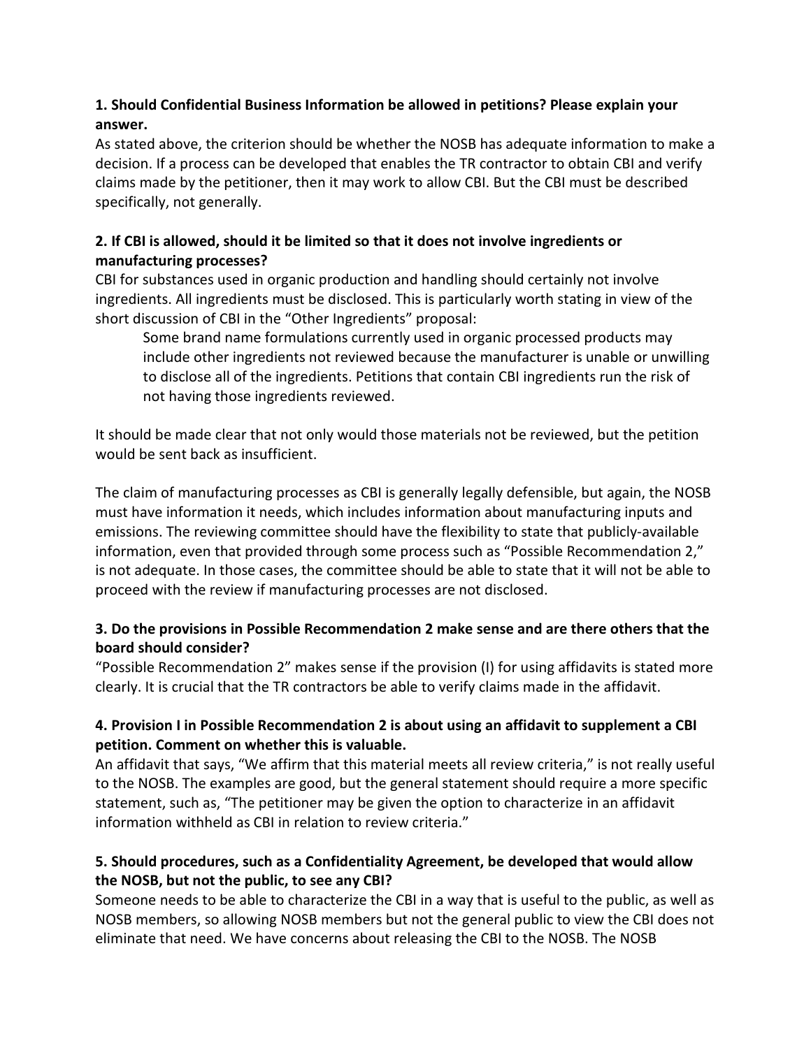**1. Should Confidential Business Information be allowed in petitions? Please explain your answer.**

As stated above, the criterion should be whether the NOSB has adequate information to make a decision. If a process can be developed that enables the TR contractor to obtain CBI and verify claims made by the petitioner, then it may work to allow CBI. But the CBI must be described specifically, not generally.

**2. If CBI is allowed, should it be limited so that it does not involve ingredients or manufacturing processes?**

CBI for substances used in organic production and handling should certainly not involve ingredients. All ingredients must be disclosed. This is particularly worth stating in view of the short discussion of CBI in the "Other Ingredients" proposal:

> Some brand name formulations currently used in organic processed products may include other ingredients not reviewed because the manufacturer is unable or unwilling to disclose all of the ingredients. Petitions that contain CBI ingredients run the risk of not having those ingredients reviewed.

It should be made clear that not only would those materials not be reviewed, but the petition would be sent back as insufficient.

The claim of manufacturing processes as CBI is generally legally defensible, but again, the NOSB must have information it needs, which includes information about manufacturing inputs and emissions. The reviewing committee should have the flexibility to state that publicly-available information, even that provided through some process such as "Possible Recommendation 2," is not adequate. In those cases, the committee should be able to state that it will not be able to proceed with the review if manufacturing processes are not disclosed.

**3. Do the provisions in Possible Recommendation 2 make sense and are there others that the board should consider?**

"Possible Recommendation 2" makes sense if the provision (I) for using affidavits is stated more clearly. It is crucial that the TR contractors be able to verify claims made in the affidavit.

**4. Provision I in Possible Recommendation 2 is about using an affidavit to supplement a CBI petition. Comment on whether this is valuable.**

An affidavit that says, "We affirm that this material meets all review criteria," is not really useful to the NOSB. The examples are good, but the general statement should require a more specific statement, such as, "The petitioner may be given the option to characterize in an affidavit information withheld as CBI in relation to review criteria."

**5. Should procedures, such as a Confidentiality Agreement, be developed that would allow the NOSB, but not the public, to see any CBI?**

Someone needs to be able to characterize the CBI in a way that is useful to the public, as well as NOSB members, so allowing NOSB members but not the general public to view the CBI does not eliminate that need. We have concerns about releasing the CBI to the NOSB. The NOSB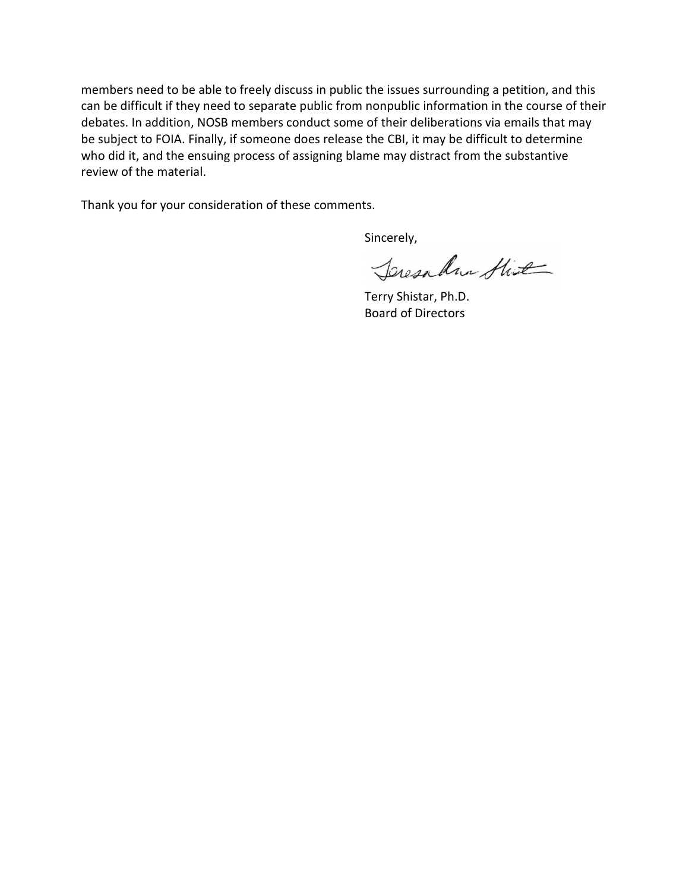members need to be able to freely discuss in public the issues surrounding a petition, and this can be difficult if they need to separate public from nonpublic information in the course of their debates. In addition, NOSB members conduct some of their deliberations via emails that may be subject to FOIA. Finally, if someone does release the CBI, it may be difficult to determine who did it, and the ensuing process of assigning blame may distract from the substantive review of the material.

Thank you for your consideration of these comments.

Sincerely,

Terry Shistar, Ph.D.
Board of Directors